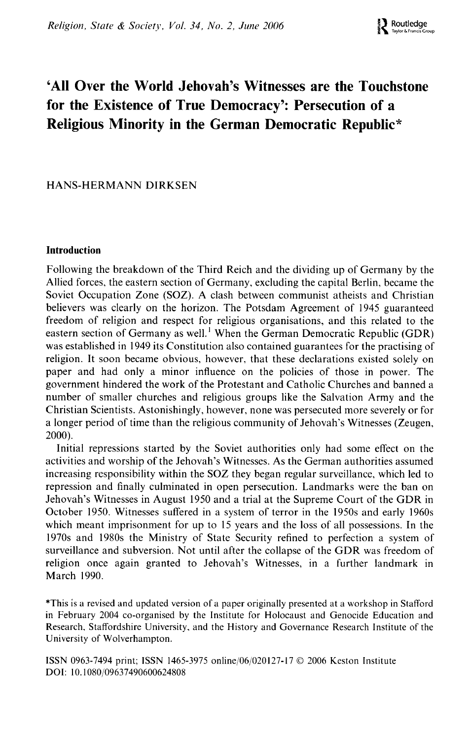# 'All Over the World Jehovah's Witnesses are the Touchstone for the Existence of True Democracy': Persecution of a Religious Minority in the German Democratic Republic*

HANS-HERMANN DIRKSEN

## Introduction

Following the breakdown of the Third Reich and the dividing up of Germany by the Allied forces, the eastern section of Germany, excluding the capital Berlin, became the Soviet Occupation Zone (SOZ). A clash between communist atheists and Christian believers was clearly on the horizon. The Potsdam Agreement of 1945 guaranteed freedom of religion and respect for religious organisations, and this related to the eastern section of Germany as well.[1] When the German Democratic Republic (GDR) was established in 1949 its Constitution also contained guarantees for the practising of religion. It soon became obvious, however, that these declarations existed solely on paper and had only a minor influence on the policies of those in power. The government hindered the work of the Protestant and Catholic Churches and banned a number of smaller churches and religious groups like the Salvation Army and the Christian Scientists. Astonishingly, however, none was persecuted more severely or for a longer period of time than the religious community of Jehovah's Witnesses (Zeugen, 2000).

Initial repressions started by the Soviet authorities only had some effect on the activities and worship of the Jehovah's Witnesses. As the German authorities assumed increasing responsibility within the SOZ they began regular surveillance, which led to repression and finally culminated in open persecution. Landmarks were the ban on Jehovah's Witnesses in August 1950 and a trial at the Supreme Court of the GDR in October 1950. Witnesses suffered in a system of terror in the 1950s and early 1960s which meant imprisonment for up to 15 years and the loss of all possessions. In the 1970s and 1980s the Ministry of State Security refined to perfection a system of surveillance and subversion. Not until after the collapse of the GDR was freedom of religion once again granted to Jehovah's Witnesses, in a further landmark in March 1990.

*This is a revised and updated version of a paper originally presented at a workshop in Stafford in February 2004 co-organised by the Institute for Holocaust and Genocide Education and Research, Staffordshire University, and the History and Governance Research Institute of the University of Wolverhampton.

ISSN 0963-7494 print; ISSN 1465-3975 online/06/020127-17 © 2006 Keston Institute
DOI: 10.1080/09637490600624808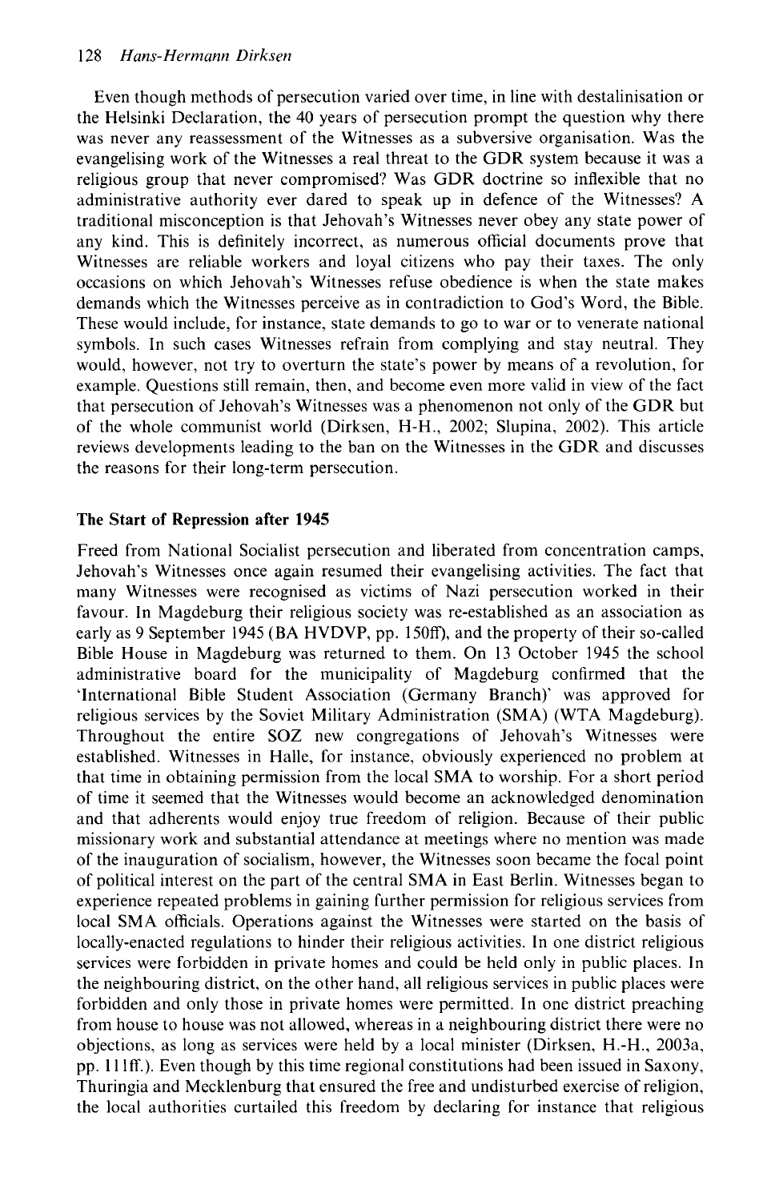Even though methods of persecution varied over time, in line with destalinisation or the Helsinki Declaration, the 40 years of persecution prompt the question why there was never any reassessment of the Witnesses as a subversive organisation. Was the evangelising work of the Witnesses a real threat to the GDR system because it was a religious group that never compromised? Was GDR doctrine so inflexible that no administrative authority ever dared to speak up in defence of the Witnesses? A traditional misconception is that Jehovah's Witnesses never obey any state power of any kind. This is definitely incorrect, as numerous official documents prove that Witnesses are reliable workers and loyal citizens who pay their taxes. The only occasions on which Jehovah's Witnesses refuse obedience is when the state makes demands which the Witnesses perceive as in contradiction to God's Word, the Bible. These would include, for instance, state demands to go to war or to venerate national symbols. In such cases Witnesses refrain from complying and stay neutral. They would, however, not try to overturn the state's power by means of a revolution, for example. Questions still remain, then, and become even more valid in view of the fact that persecution of Jehovah's Witnesses was a phenomenon not only of the GDR but of the whole communist world (Dirksen, H-H., 2002; Slupina, 2002). This article reviews developments leading to the ban on the Witnesses in the GDR and discusses the reasons for their long-term persecution.

## The Start of Repression after 1945

Freed from National Socialist persecution and liberated from concentration camps, Jehovah's Witnesses once again resumed their evangelising activities. The fact that many Witnesses were recognised as victims of Nazi persecution worked in their favour. In Magdeburg their religious society was re-established as an association as early as 9 September 1945 (BA HVDVP, pp. 150ff), and the property of their so-called Bible House in Magdeburg was returned to them. On 13 October 1945 the school administrative board for the municipality of Magdeburg confirmed that the 'International Bible Student Association (Germany Branch)' was approved for religious services by the Soviet Military Administration (SMA) (WTA Magdeburg). Throughout the entire SOZ new congregations of Jehovah's Witnesses were established. Witnesses in Halle, for instance, obviously experienced no problem at that time in obtaining permission from the local SMA to worship. For a short period of time it seemed that the Witnesses would become an acknowledged denomination and that adherents would enjoy true freedom of religion. Because of their public missionary work and substantial attendance at meetings where no mention was made of the inauguration of socialism, however, the Witnesses soon became the focal point of political interest on the part of the central SMA in East Berlin. Witnesses began to experience repeated problems in gaining further permission for religious services from local SMA officials. Operations against the Witnesses were started on the basis of locally-enacted regulations to hinder their religious activities. In one district religious services were forbidden in private homes and could be held only in public places. In the neighbouring district, on the other hand, all religious services in public places were forbidden and only those in private homes were permitted. In one district preaching from house to house was not allowed, whereas in a neighbouring district there were no objections, as long as services were held by a local minister (Dirksen, H.-H., 2003a, pp. 111ff.). Even though by this time regional constitutions had been issued in Saxony, Thuringia and Mecklenburg that ensured the free and undisturbed exercise of religion, the local authorities curtailed this freedom by declaring for instance that religious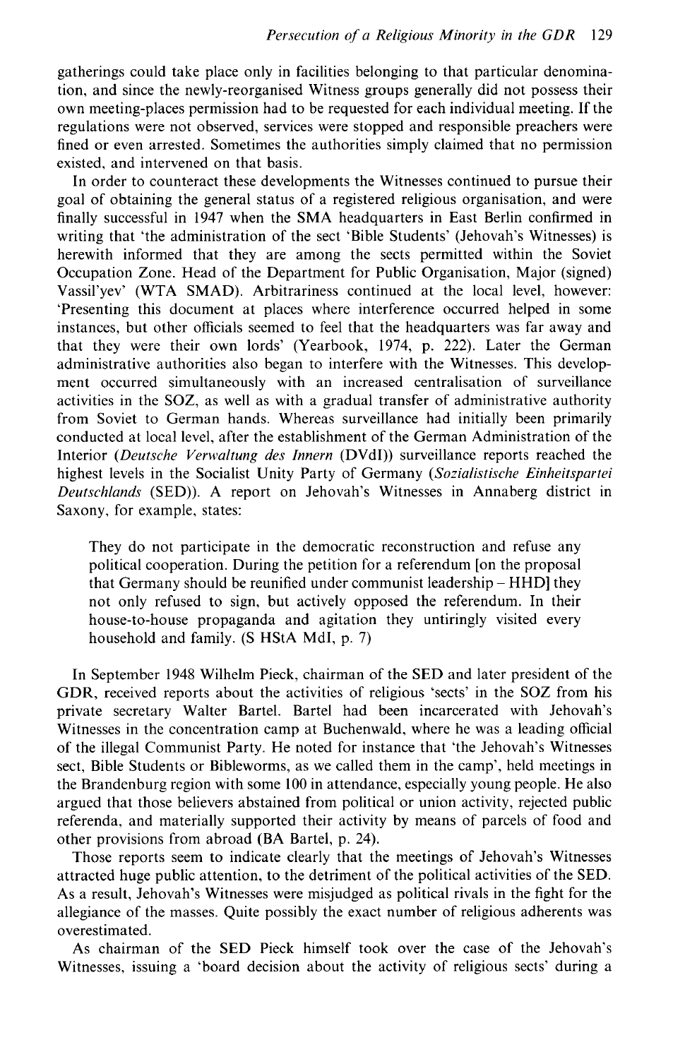gatherings could take place only in facilities belonging to that particular denomination, and since the newly-reorganised Witness groups generally did not possess their own meeting-places permission had to be requested for each individual meeting. If the regulations were not observed, services were stopped and responsible preachers were fined or even arrested. Sometimes the authorities simply claimed that no permission existed, and intervened on that basis.

In order to counteract these developments the Witnesses continued to pursue their goal of obtaining the general status of a registered religious organisation, and were finally successful in 1947 when the SMA headquarters in East Berlin confirmed in writing that 'the administration of the sect 'Bible Students' (Jehovah's Witnesses) is herewith informed that they are among the sects permitted within the Soviet Occupation Zone. Head of the Department for Public Organisation, Major (signed) Vassil'yev' (WTA SMAD). Arbitrariness continued at the local level, however: 'Presenting this document at places where interference occurred helped in some instances, but other officials seemed to feel that the headquarters was far away and that they were their own lords' (Yearbook, 1974, p. 222). Later the German administrative authorities also began to interfere with the Witnesses. This development occurred simultaneously with an increased centralisation of surveillance activities in the SOZ, as well as with a gradual transfer of administrative authority from Soviet to German hands. Whereas surveillance had initially been primarily conducted at local level, after the establishment of the German Administration of the Interior (*Deutsche Verwaltung des Innern* (DVdI)) surveillance reports reached the highest levels in the Socialist Unity Party of Germany (*Sozialistische Einheitspartei Deutschlands* (SED)). A report on Jehovah's Witnesses in Annaberg district in Saxony, for example, states:

> They do not participate in the democratic reconstruction and refuse any political cooperation. During the petition for a referendum [on the proposal that Germany should be reunified under communist leadership – HHD] they not only refused to sign, but actively opposed the referendum. In their house-to-house propaganda and agitation they untiringly visited every household and family. (S HStA MdI, p. 7)

In September 1948 Wilhelm Pieck, chairman of the SED and later president of the GDR, received reports about the activities of religious 'sects' in the SOZ from his private secretary Walter Bartel. Bartel had been incarcerated with Jehovah's Witnesses in the concentration camp at Buchenwald, where he was a leading official of the illegal Communist Party. He noted for instance that 'the Jehovah's Witnesses sect, Bible Students or Bibleworms, as we called them in the camp', held meetings in the Brandenburg region with some 100 in attendance, especially young people. He also argued that those believers abstained from political or union activity, rejected public referenda, and materially supported their activity by means of parcels of food and other provisions from abroad (BA Bartel, p. 24).

Those reports seem to indicate clearly that the meetings of Jehovah's Witnesses attracted huge public attention, to the detriment of the political activities of the SED. As a result, Jehovah's Witnesses were misjudged as political rivals in the fight for the allegiance of the masses. Quite possibly the exact number of religious adherents was overestimated.

As chairman of the SED Pieck himself took over the case of the Jehovah's Witnesses, issuing a 'board decision about the activity of religious sects' during a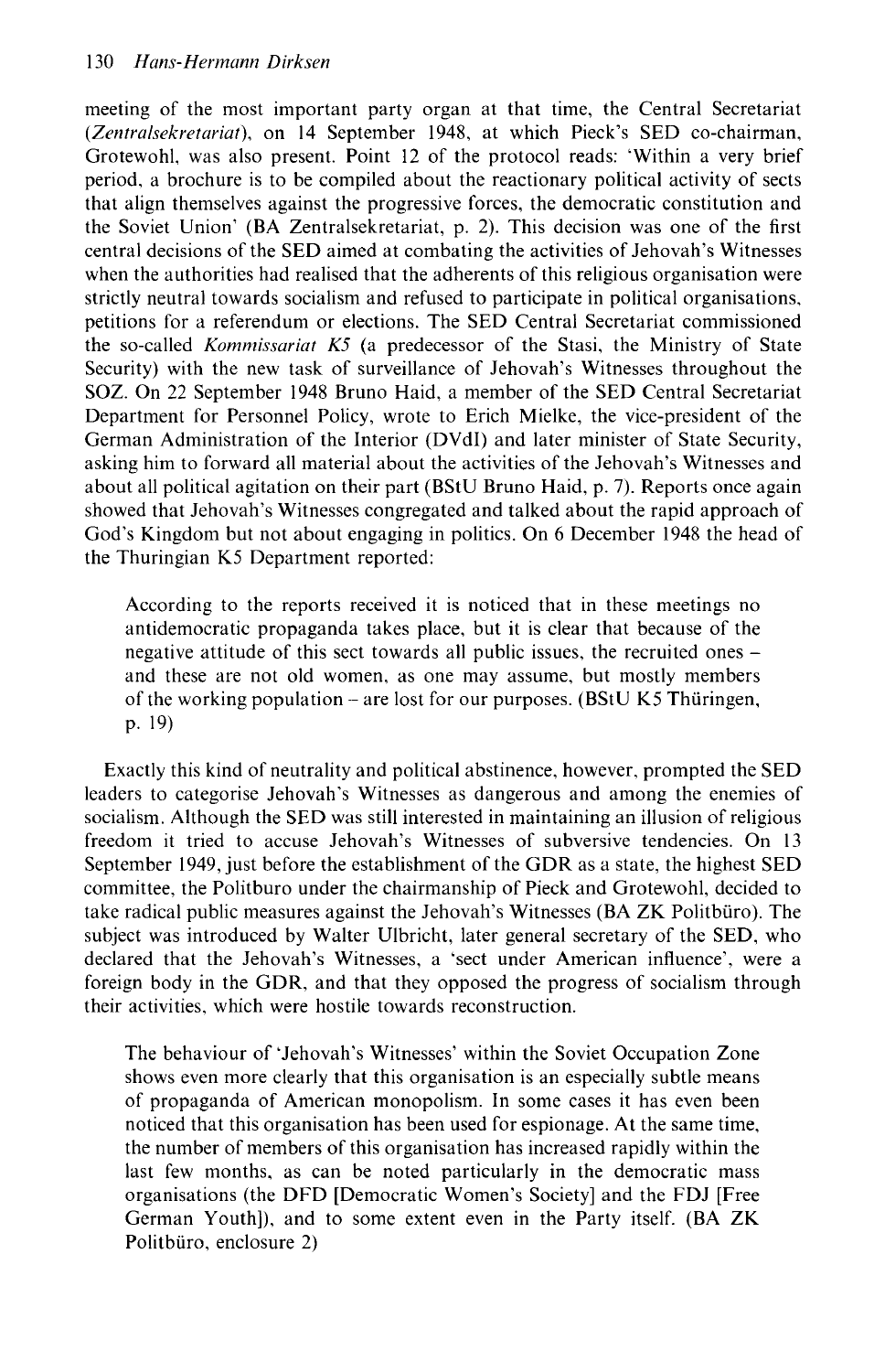meeting of the most important party organ at that time, the Central Secretariat (*Zentralsekretariat*), on 14 September 1948, at which Pieck's SED co-chairman, Grotewohl, was also present. Point 12 of the protocol reads: 'Within a very brief period, a brochure is to be compiled about the reactionary political activity of sects that align themselves against the progressive forces, the democratic constitution and the Soviet Union' (BA Zentralsekretariat, p. 2). This decision was one of the first central decisions of the SED aimed at combating the activities of Jehovah's Witnesses when the authorities had realised that the adherents of this religious organisation were strictly neutral towards socialism and refused to participate in political organisations, petitions for a referendum or elections. The SED Central Secretariat commissioned the so-called *Kommissariat K5* (a predecessor of the Stasi, the Ministry of State Security) with the new task of surveillance of Jehovah's Witnesses throughout the SOZ. On 22 September 1948 Bruno Haid, a member of the SED Central Secretariat Department for Personnel Policy, wrote to Erich Mielke, the vice-president of the German Administration of the Interior (DVdI) and later minister of State Security, asking him to forward all material about the activities of the Jehovah's Witnesses and about all political agitation on their part (BStU Bruno Haid, p. 7). Reports once again showed that Jehovah's Witnesses congregated and talked about the rapid approach of God's Kingdom but not about engaging in politics. On 6 December 1948 the head of the Thuringian K5 Department reported:

> According to the reports received it is noticed that in these meetings no antidemocratic propaganda takes place, but it is clear that because of the negative attitude of this sect towards all public issues, the recruited ones – and these are not old women, as one may assume, but mostly members of the working population – are lost for our purposes. (BStU K5 Thüringen, p. 19)

Exactly this kind of neutrality and political abstinence, however, prompted the SED leaders to categorise Jehovah's Witnesses as dangerous and among the enemies of socialism. Although the SED was still interested in maintaining an illusion of religious freedom it tried to accuse Jehovah's Witnesses of subversive tendencies. On 13 September 1949, just before the establishment of the GDR as a state, the highest SED committee, the Politburo under the chairmanship of Pieck and Grotewohl, decided to take radical public measures against the Jehovah's Witnesses (BA ZK Politbüro). The subject was introduced by Walter Ulbricht, later general secretary of the SED, who declared that the Jehovah's Witnesses, a 'sect under American influence', were a foreign body in the GDR, and that they opposed the progress of socialism through their activities, which were hostile towards reconstruction.

> The behaviour of 'Jehovah's Witnesses' within the Soviet Occupation Zone shows even more clearly that this organisation is an especially subtle means of propaganda of American monopolism. In some cases it has even been noticed that this organisation has been used for espionage. At the same time, the number of members of this organisation has increased rapidly within the last few months, as can be noted particularly in the democratic mass organisations (the DFD [Democratic Women's Society] and the FDJ [Free German Youth]), and to some extent even in the Party itself. (BA ZK Politbüro, enclosure 2)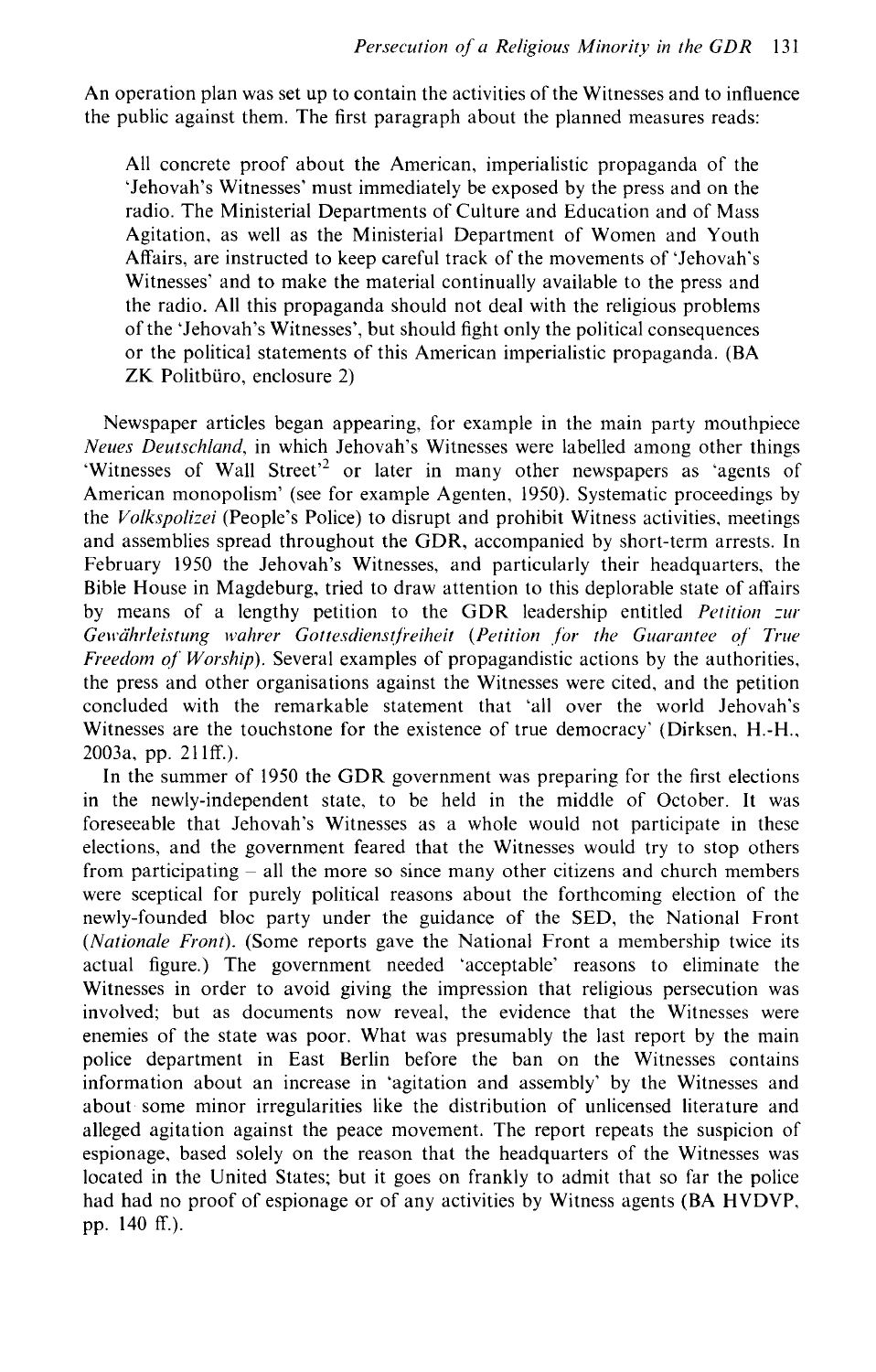An operation plan was set up to contain the activities of the Witnesses and to influence the public against them. The first paragraph about the planned measures reads:

> All concrete proof about the American, imperialistic propaganda of the 'Jehovah's Witnesses' must immediately be exposed by the press and on the radio. The Ministerial Departments of Culture and Education and of Mass Agitation, as well as the Ministerial Department of Women and Youth Affairs, are instructed to keep careful track of the movements of 'Jehovah's Witnesses' and to make the material continually available to the press and the radio. All this propaganda should not deal with the religious problems of the 'Jehovah's Witnesses', but should fight only the political consequences or the political statements of this American imperialistic propaganda. (BA ZK Politbüro, enclosure 2)

Newspaper articles began appearing, for example in the main party mouthpiece *Neues Deutschland*, in which Jehovah's Witnesses were labelled among other things 'Witnesses of Wall Street'[2] or later in many other newspapers as 'agents of American monopolism' (see for example Agenten, 1950). Systematic proceedings by the *Volkspolizei* (People's Police) to disrupt and prohibit Witness activities, meetings and assemblies spread throughout the GDR, accompanied by short-term arrests. In February 1950 the Jehovah's Witnesses, and particularly their headquarters, the Bible House in Magdeburg, tried to draw attention to this deplorable state of affairs by means of a lengthy petition to the GDR leadership entitled *Petition zur Gewährleistung wahrer Gottesdienstfreiheit* (*Petition for the Guarantee of True Freedom of Worship*). Several examples of propagandistic actions by the authorities, the press and other organisations against the Witnesses were cited, and the petition concluded with the remarkable statement that 'all over the world Jehovah's Witnesses are the touchstone for the existence of true democracy' (Dirksen, H.-H., 2003a, pp. 211ff.).

In the summer of 1950 the GDR government was preparing for the first elections in the newly-independent state, to be held in the middle of October. It was foreseeable that Jehovah's Witnesses as a whole would not participate in these elections, and the government feared that the Witnesses would try to stop others from participating – all the more so since many other citizens and church members were sceptical for purely political reasons about the forthcoming election of the newly-founded bloc party under the guidance of the SED, the National Front (*Nationale Front*). (Some reports gave the National Front a membership twice its actual figure.) The government needed 'acceptable' reasons to eliminate the Witnesses in order to avoid giving the impression that religious persecution was involved; but as documents now reveal, the evidence that the Witnesses were enemies of the state was poor. What was presumably the last report by the main police department in East Berlin before the ban on the Witnesses contains information about an increase in 'agitation and assembly' by the Witnesses and about some minor irregularities like the distribution of unlicensed literature and alleged agitation against the peace movement. The report repeats the suspicion of espionage, based solely on the reason that the headquarters of the Witnesses was located in the United States; but it goes on frankly to admit that so far the police had had no proof of espionage or of any activities by Witness agents (BA HVDVP, pp. 140 ff.).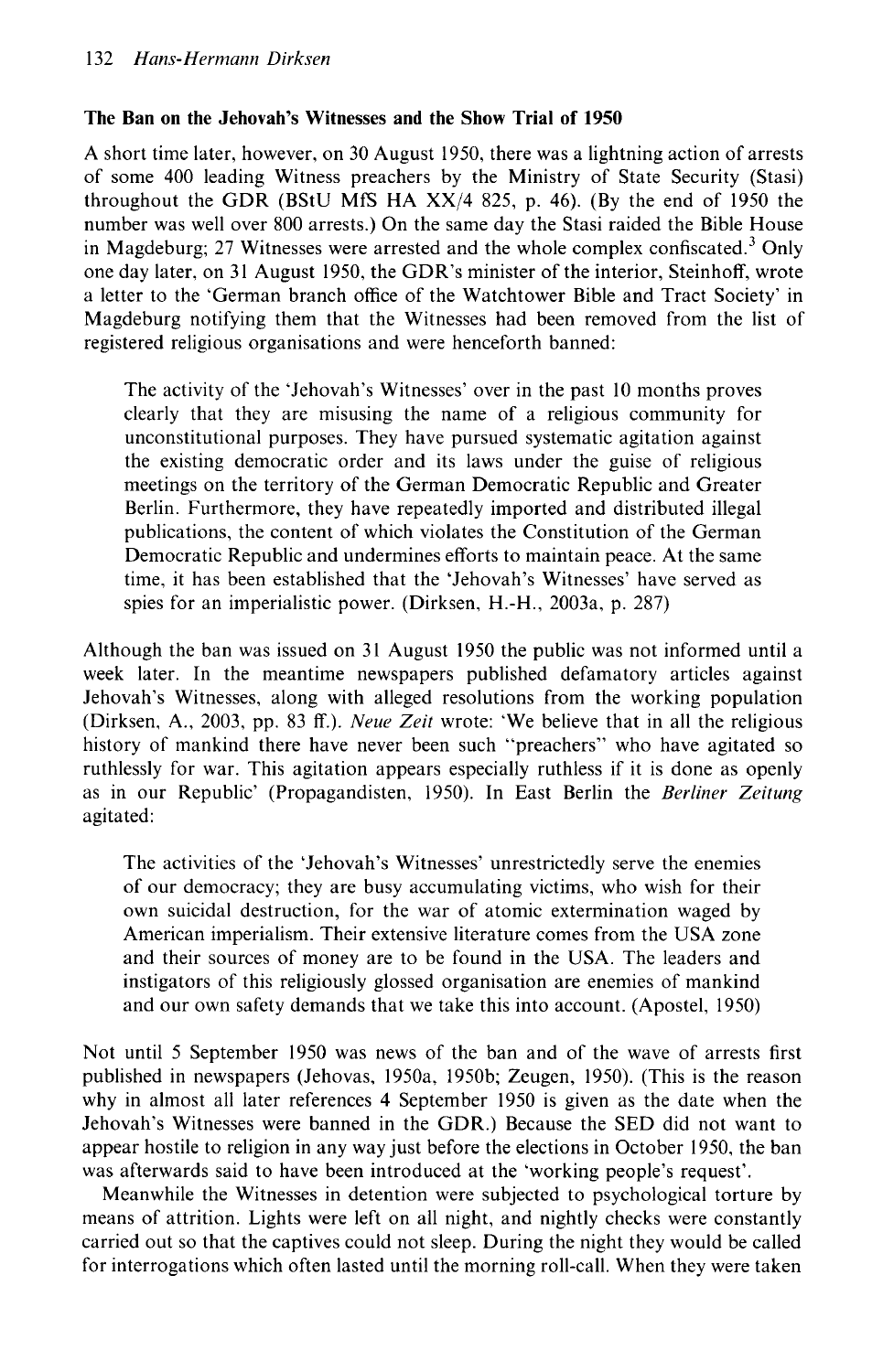### The Ban on the Jehovah's Witnesses and the Show Trial of 1950

A short time later, however, on 30 August 1950, there was a lightning action of arrests of some 400 leading Witness preachers by the Ministry of State Security (Stasi) throughout the GDR (BStU MfS HA XX/4 825, p. 46). (By the end of 1950 the number was well over 800 arrests.) On the same day the Stasi raided the Bible House in Magdeburg; 27 Witnesses were arrested and the whole complex confiscated.[3] Only one day later, on 31 August 1950, the GDR's minister of the interior, Steinhoff, wrote a letter to the 'German branch office of the Watchtower Bible and Tract Society' in Magdeburg notifying them that the Witnesses had been removed from the list of registered religious organisations and were henceforth banned:

> The activity of the 'Jehovah's Witnesses' over in the past 10 months proves clearly that they are misusing the name of a religious community for unconstitutional purposes. They have pursued systematic agitation against the existing democratic order and its laws under the guise of religious meetings on the territory of the German Democratic Republic and Greater Berlin. Furthermore, they have repeatedly imported and distributed illegal publications, the content of which violates the Constitution of the German Democratic Republic and undermines efforts to maintain peace. At the same time, it has been established that the 'Jehovah's Witnesses' have served as spies for an imperialistic power. (Dirksen, H.-H., 2003a, p. 287)

Although the ban was issued on 31 August 1950 the public was not informed until a week later. In the meantime newspapers published defamatory articles against Jehovah's Witnesses, along with alleged resolutions from the working population (Dirksen, A., 2003, pp. 83 ff.). *Neue Zeit* wrote: 'We believe that in all the religious history of mankind there have never been such "preachers" who have agitated so ruthlessly for war. This agitation appears especially ruthless if it is done as openly as in our Republic' (Propagandisten, 1950). In East Berlin the *Berliner Zeitung* agitated:

> The activities of the 'Jehovah's Witnesses' unrestrictedly serve the enemies of our democracy; they are busy accumulating victims, who wish for their own suicidal destruction, for the war of atomic extermination waged by American imperialism. Their extensive literature comes from the USA zone and their sources of money are to be found in the USA. The leaders and instigators of this religiously glossed organisation are enemies of mankind and our own safety demands that we take this into account. (Apostel, 1950)

Not until 5 September 1950 was news of the ban and of the wave of arrests first published in newspapers (Jehovas, 1950a, 1950b; Zeugen, 1950). (This is the reason why in almost all later references 4 September 1950 is given as the date when the Jehovah's Witnesses were banned in the GDR.) Because the SED did not want to appear hostile to religion in any way just before the elections in October 1950, the ban was afterwards said to have been introduced at the 'working people's request'.

Meanwhile the Witnesses in detention were subjected to psychological torture by means of attrition. Lights were left on all night, and nightly checks were constantly carried out so that the captives could not sleep. During the night they would be called for interrogations which often lasted until the morning roll-call. When they were taken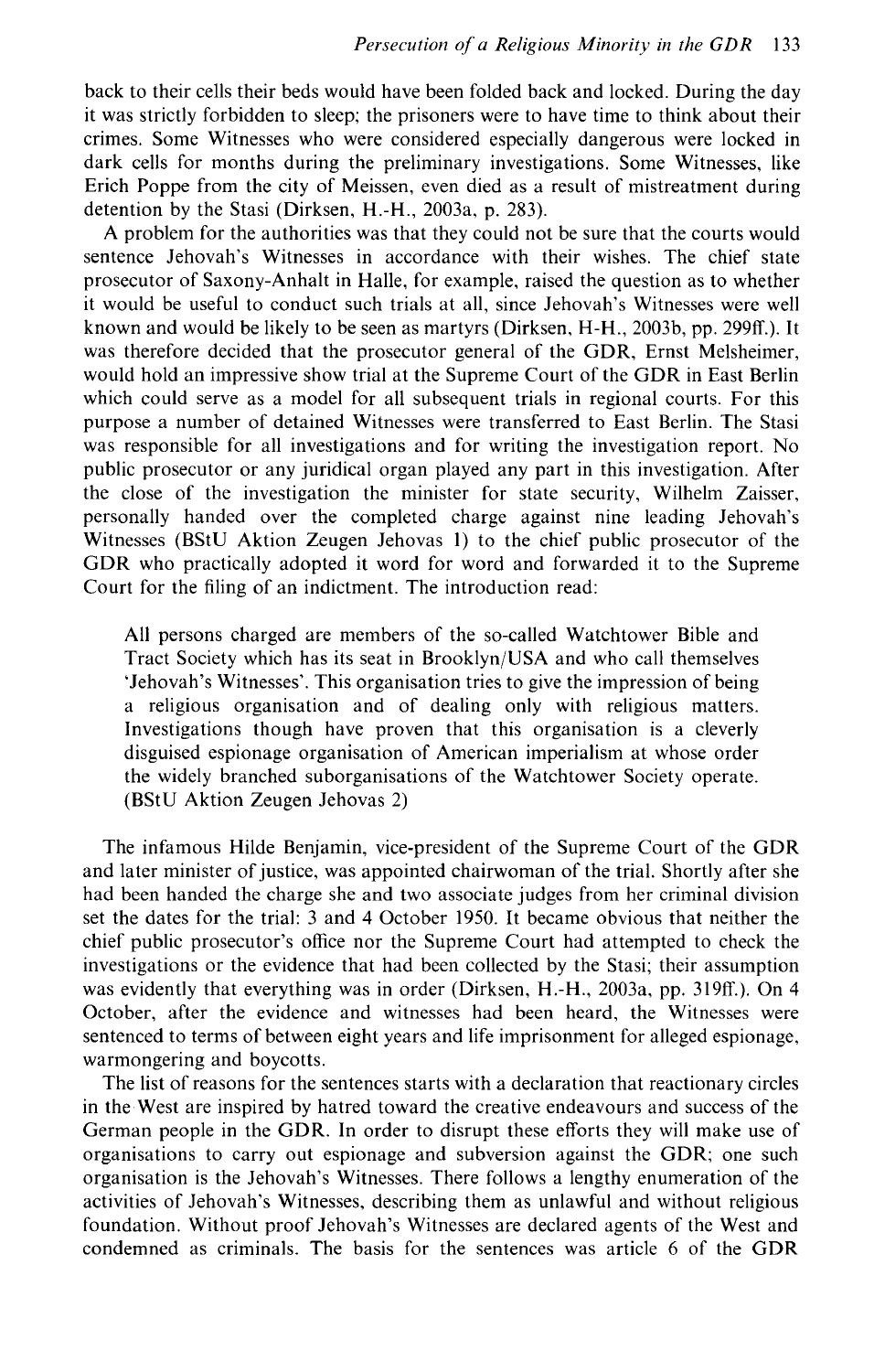back to their cells their beds would have been folded back and locked. During the day it was strictly forbidden to sleep; the prisoners were to have time to think about their crimes. Some Witnesses who were considered especially dangerous were locked in dark cells for months during the preliminary investigations. Some Witnesses, like Erich Poppe from the city of Meissen, even died as a result of mistreatment during detention by the Stasi (Dirksen, H.-H., 2003a, p. 283).

A problem for the authorities was that they could not be sure that the courts would sentence Jehovah's Witnesses in accordance with their wishes. The chief state prosecutor of Saxony-Anhalt in Halle, for example, raised the question as to whether it would be useful to conduct such trials at all, since Jehovah's Witnesses were well known and would be likely to be seen as martyrs (Dirksen, H-H., 2003b, pp. 299ff.). It was therefore decided that the prosecutor general of the GDR, Ernst Melsheimer, would hold an impressive show trial at the Supreme Court of the GDR in East Berlin which could serve as a model for all subsequent trials in regional courts. For this purpose a number of detained Witnesses were transferred to East Berlin. The Stasi was responsible for all investigations and for writing the investigation report. No public prosecutor or any juridical organ played any part in this investigation. After the close of the investigation the minister for state security, Wilhelm Zaisser, personally handed over the completed charge against nine leading Jehovah's Witnesses (BStU Aktion Zeugen Jehovas 1) to the chief public prosecutor of the GDR who practically adopted it word for word and forwarded it to the Supreme Court for the filing of an indictment. The introduction read:

> All persons charged are members of the so-called Watchtower Bible and Tract Society which has its seat in Brooklyn/USA and who call themselves 'Jehovah's Witnesses'. This organisation tries to give the impression of being a religious organisation and of dealing only with religious matters. Investigations though have proven that this organisation is a cleverly disguised espionage organisation of American imperialism at whose order the widely branched suborganisations of the Watchtower Society operate. (BStU Aktion Zeugen Jehovas 2)

The infamous Hilde Benjamin, vice-president of the Supreme Court of the GDR and later minister of justice, was appointed chairwoman of the trial. Shortly after she had been handed the charge she and two associate judges from her criminal division set the dates for the trial: 3 and 4 October 1950. It became obvious that neither the chief public prosecutor's office nor the Supreme Court had attempted to check the investigations or the evidence that had been collected by the Stasi; their assumption was evidently that everything was in order (Dirksen, H.-H., 2003a, pp. 319ff.). On 4 October, after the evidence and witnesses had been heard, the Witnesses were sentenced to terms of between eight years and life imprisonment for alleged espionage, warmongering and boycotts.

The list of reasons for the sentences starts with a declaration that reactionary circles in the West are inspired by hatred toward the creative endeavours and success of the German people in the GDR. In order to disrupt these efforts they will make use of organisations to carry out espionage and subversion against the GDR; one such organisation is the Jehovah's Witnesses. There follows a lengthy enumeration of the activities of Jehovah's Witnesses, describing them as unlawful and without religious foundation. Without proof Jehovah's Witnesses are declared agents of the West and condemned as criminals. The basis for the sentences was article 6 of the GDR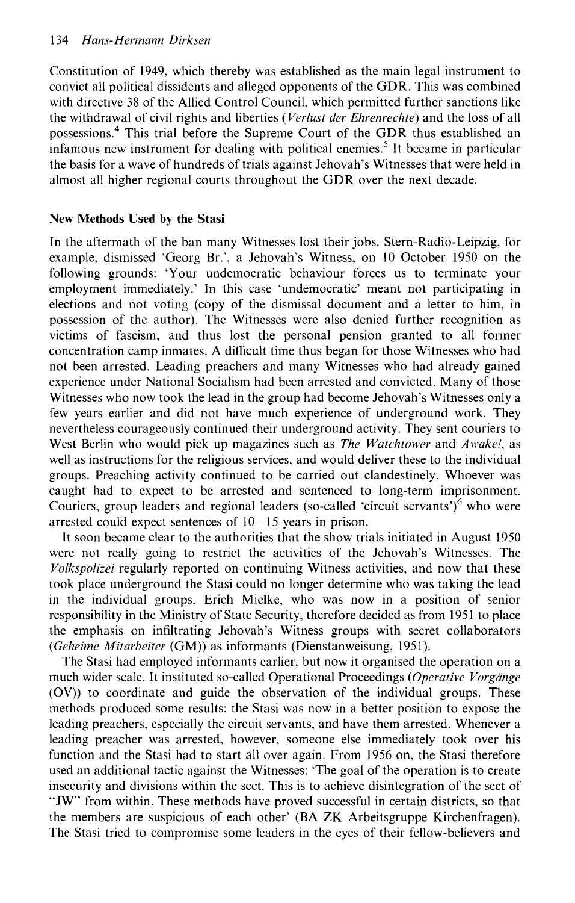Constitution of 1949, which thereby was established as the main legal instrument to convict all political dissidents and alleged opponents of the GDR. This was combined with directive 38 of the Allied Control Council, which permitted further sanctions like the withdrawal of civil rights and liberties (*Verlust der Ehrenrechte*) and the loss of all possessions.[4] This trial before the Supreme Court of the GDR thus established an infamous new instrument for dealing with political enemies.[5] It became in particular the basis for a wave of hundreds of trials against Jehovah's Witnesses that were held in almost all higher regional courts throughout the GDR over the next decade.

### New Methods Used by the Stasi

In the aftermath of the ban many Witnesses lost their jobs. Stern-Radio-Leipzig, for example, dismissed 'Georg Br.', a Jehovah's Witness, on 10 October 1950 on the following grounds: 'Your undemocratic behaviour forces us to terminate your employment immediately.' In this case 'undemocratic' meant not participating in elections and not voting (copy of the dismissal document and a letter to him, in possession of the author). The Witnesses were also denied further recognition as victims of fascism, and thus lost the personal pension granted to all former concentration camp inmates. A difficult time thus began for those Witnesses who had not been arrested. Leading preachers and many Witnesses who had already gained experience under National Socialism had been arrested and convicted. Many of those Witnesses who now took the lead in the group had become Jehovah's Witnesses only a few years earlier and did not have much experience of underground work. They nevertheless courageously continued their underground activity. They sent couriers to West Berlin who would pick up magazines such as *The Watchtower* and *Awake!*, as well as instructions for the religious services, and would deliver these to the individual groups. Preaching activity continued to be carried out clandestinely. Whoever was caught had to expect to be arrested and sentenced to long-term imprisonment. Couriers, group leaders and regional leaders (so-called 'circuit servants')[6] who were arrested could expect sentences of 10–15 years in prison.

It soon became clear to the authorities that the show trials initiated in August 1950 were not really going to restrict the activities of the Jehovah's Witnesses. The *Volkspolizei* regularly reported on continuing Witness activities, and now that these took place underground the Stasi could no longer determine who was taking the lead in the individual groups. Erich Mielke, who was now in a position of senior responsibility in the Ministry of State Security, therefore decided as from 1951 to place the emphasis on infiltrating Jehovah's Witness groups with secret collaborators (*Geheime Mitarbeiter* (GM)) as informants (Dienstanweisung, 1951).

The Stasi had employed informants earlier, but now it organised the operation on a much wider scale. It instituted so-called Operational Proceedings (*Operative Vorgänge* (OV)) to coordinate and guide the observation of the individual groups. These methods produced some results: the Stasi was now in a better position to expose the leading preachers, especially the circuit servants, and have them arrested. Whenever a leading preacher was arrested, however, someone else immediately took over his function and the Stasi had to start all over again. From 1956 on, the Stasi therefore used an additional tactic against the Witnesses: 'The goal of the operation is to create insecurity and divisions within the sect. This is to achieve disintegration of the sect of "JW" from within. These methods have proved successful in certain districts, so that the members are suspicious of each other' (BA ZK Arbeitsgruppe Kirchenfragen). The Stasi tried to compromise some leaders in the eyes of their fellow-believers and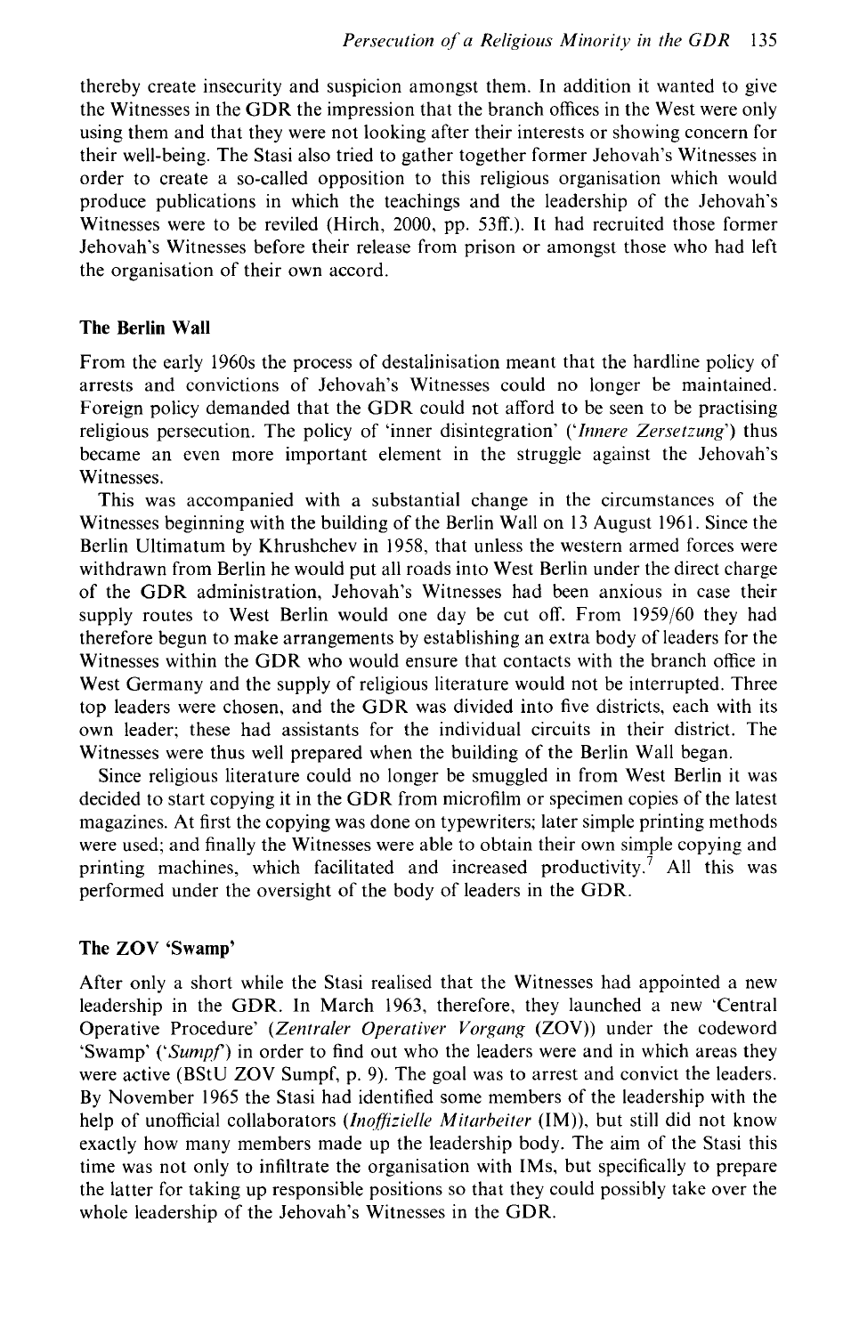thereby create insecurity and suspicion amongst them. In addition it wanted to give the Witnesses in the GDR the impression that the branch offices in the West were only using them and that they were not looking after their interests or showing concern for their well-being. The Stasi also tried to gather together former Jehovah's Witnesses in order to create a so-called opposition to this religious organisation which would produce publications in which the teachings and the leadership of the Jehovah's Witnesses were to be reviled (Hirch, 2000, pp. 53ff.). It had recruited those former Jehovah's Witnesses before their release from prison or amongst those who had left the organisation of their own accord.

### The Berlin Wall

From the early 1960s the process of destalinisation meant that the hardline policy of arrests and convictions of Jehovah's Witnesses could no longer be maintained. Foreign policy demanded that the GDR could not afford to be seen to be practising religious persecution. The policy of 'inner disintegration' ('*Innere Zersetzung*') thus became an even more important element in the struggle against the Jehovah's Witnesses.

This was accompanied with a substantial change in the circumstances of the Witnesses beginning with the building of the Berlin Wall on 13 August 1961. Since the Berlin Ultimatum by Khrushchev in 1958, that unless the western armed forces were withdrawn from Berlin he would put all roads into West Berlin under the direct charge of the GDR administration, Jehovah's Witnesses had been anxious in case their supply routes to West Berlin would one day be cut off. From 1959/60 they had therefore begun to make arrangements by establishing an extra body of leaders for the Witnesses within the GDR who would ensure that contacts with the branch office in West Germany and the supply of religious literature would not be interrupted. Three top leaders were chosen, and the GDR was divided into five districts, each with its own leader; these had assistants for the individual circuits in their district. The Witnesses were thus well prepared when the building of the Berlin Wall began.

Since religious literature could no longer be smuggled in from West Berlin it was decided to start copying it in the GDR from microfilm or specimen copies of the latest magazines. At first the copying was done on typewriters; later simple printing methods were used; and finally the Witnesses were able to obtain their own simple copying and printing machines, which facilitated and increased productivity.[7] All this was performed under the oversight of the body of leaders in the GDR.

### The ZOV 'Swamp'

After only a short while the Stasi realised that the Witnesses had appointed a new leadership in the GDR. In March 1963, therefore, they launched a new 'Central Operative Procedure' (*Zentraler Operativer Vorgang* (ZOV)) under the codeword 'Swamp' ('*Sumpf*') in order to find out who the leaders were and in which areas they were active (BStU ZOV Sumpf, p. 9). The goal was to arrest and convict the leaders. By November 1965 the Stasi had identified some members of the leadership with the help of unofficial collaborators (*Inoffizielle Mitarbeiter* (IM)), but still did not know exactly how many members made up the leadership body. The aim of the Stasi this time was not only to infiltrate the organisation with IMs, but specifically to prepare the latter for taking up responsible positions so that they could possibly take over the whole leadership of the Jehovah's Witnesses in the GDR.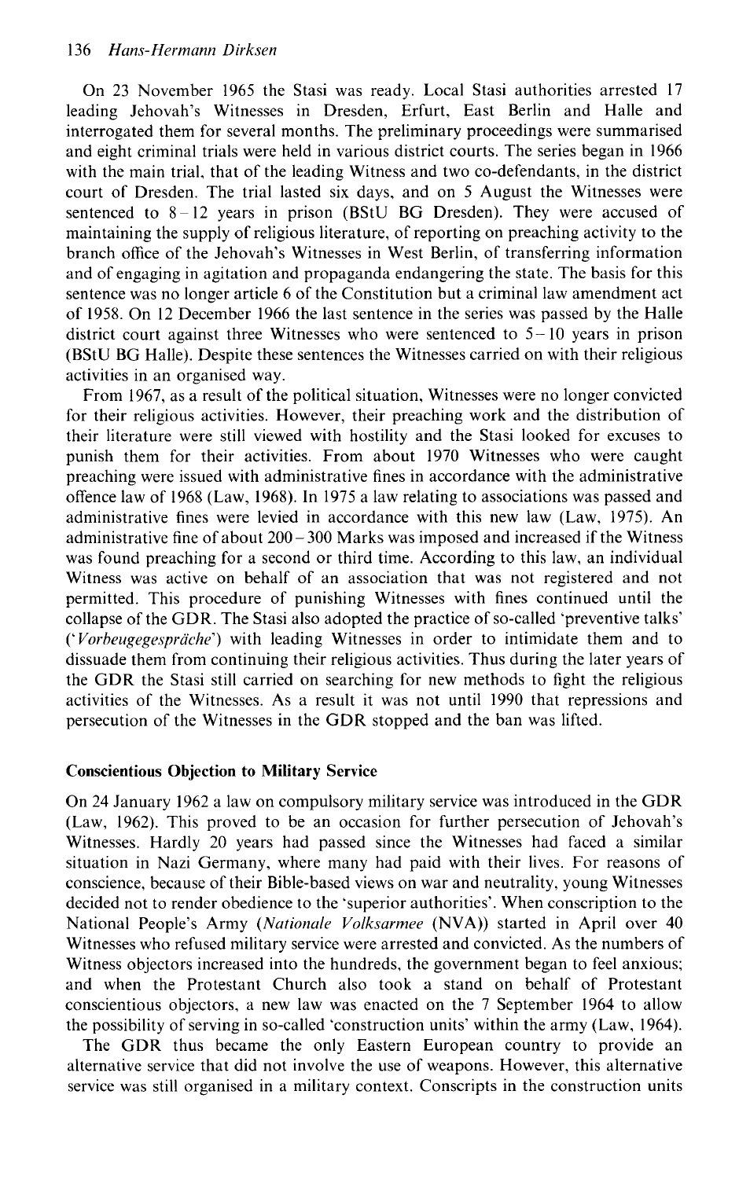On 23 November 1965 the Stasi was ready. Local Stasi authorities arrested 17 leading Jehovah's Witnesses in Dresden, Erfurt, East Berlin and Halle and interrogated them for several months. The preliminary proceedings were summarised and eight criminal trials were held in various district courts. The series began in 1966 with the main trial, that of the leading Witness and two co-defendants, in the district court of Dresden. The trial lasted six days, and on 5 August the Witnesses were sentenced to 8–12 years in prison (BStU BG Dresden). They were accused of maintaining the supply of religious literature, of reporting on preaching activity to the branch office of the Jehovah's Witnesses in West Berlin, of transferring information and of engaging in agitation and propaganda endangering the state. The basis for this sentence was no longer article 6 of the Constitution but a criminal law amendment act of 1958. On 12 December 1966 the last sentence in the series was passed by the Halle district court against three Witnesses who were sentenced to 5–10 years in prison (BStU BG Halle). Despite these sentences the Witnesses carried on with their religious activities in an organised way.

From 1967, as a result of the political situation, Witnesses were no longer convicted for their religious activities. However, their preaching work and the distribution of their literature were still viewed with hostility and the Stasi looked for excuses to punish them for their activities. From about 1970 Witnesses who were caught preaching were issued with administrative fines in accordance with the administrative offence law of 1968 (Law, 1968). In 1975 a law relating to associations was passed and administrative fines were levied in accordance with this new law (Law, 1975). An administrative fine of about 200–300 Marks was imposed and increased if the Witness was found preaching for a second or third time. According to this law, an individual Witness was active on behalf of an association that was not registered and not permitted. This procedure of punishing Witnesses with fines continued until the collapse of the GDR. The Stasi also adopted the practice of so-called 'preventive talks' ('*Vorbeugegespräche*') with leading Witnesses in order to intimidate them and to dissuade them from continuing their religious activities. Thus during the later years of the GDR the Stasi still carried on searching for new methods to fight the religious activities of the Witnesses. As a result it was not until 1990 that repressions and persecution of the Witnesses in the GDR stopped and the ban was lifted.

## Conscientious Objection to Military Service

On 24 January 1962 a law on compulsory military service was introduced in the GDR (Law, 1962). This proved to be an occasion for further persecution of Jehovah's Witnesses. Hardly 20 years had passed since the Witnesses had faced a similar situation in Nazi Germany, where many had paid with their lives. For reasons of conscience, because of their Bible-based views on war and neutrality, young Witnesses decided not to render obedience to the 'superior authorities'. When conscription to the National People's Army (*Nationale Volksarmee* (NVA)) started in April over 40 Witnesses who refused military service were arrested and convicted. As the numbers of Witness objectors increased into the hundreds, the government began to feel anxious; and when the Protestant Church also took a stand on behalf of Protestant conscientious objectors, a new law was enacted on the 7 September 1964 to allow the possibility of serving in so-called 'construction units' within the army (Law, 1964).

The GDR thus became the only Eastern European country to provide an alternative service that did not involve the use of weapons. However, this alternative service was still organised in a military context. Conscripts in the construction units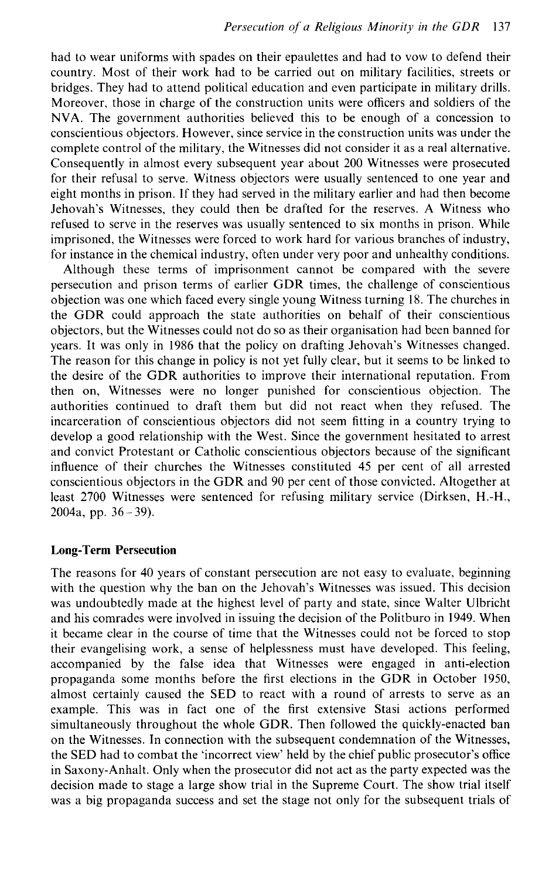had to wear uniforms with spades on their epaulettes and had to vow to defend their country. Most of their work had to be carried out on military facilities, streets or bridges. They had to attend political education and even participate in military drills. Moreover, those in charge of the construction units were officers and soldiers of the NVA. The government authorities believed this to be enough of a concession to conscientious objectors. However, since service in the construction units was under the complete control of the military, the Witnesses did not consider it as a real alternative. Consequently in almost every subsequent year about 200 Witnesses were prosecuted for their refusal to serve. Witness objectors were usually sentenced to one year and eight months in prison. If they had served in the military earlier and had then become Jehovah's Witnesses, they could then be drafted for the reserves. A Witness who refused to serve in the reserves was usually sentenced to six months in prison. While imprisoned, the Witnesses were forced to work hard for various branches of industry, for instance in the chemical industry, often under very poor and unhealthy conditions.

Although these terms of imprisonment cannot be compared with the severe persecution and prison terms of earlier GDR times, the challenge of conscientious objection was one which faced every single young Witness turning 18. The churches in the GDR could approach the state authorities on behalf of their conscientious objectors, but the Witnesses could not do so as their organisation had been banned for years. It was only in 1986 that the policy on drafting Jehovah's Witnesses changed. The reason for this change in policy is not yet fully clear, but it seems to be linked to the desire of the GDR authorities to improve their international reputation. From then on, Witnesses were no longer punished for conscientious objection. The authorities continued to draft them but did not react when they refused. The incarceration of conscientious objectors did not seem fitting in a country trying to develop a good relationship with the West. Since the government hesitated to arrest and convict Protestant or Catholic conscientious objectors because of the significant influence of their churches the Witnesses constituted 45 per cent of all arrested conscientious objectors in the GDR and 90 per cent of those convicted. Altogether at least 2700 Witnesses were sentenced for refusing military service (Dirksen, H.-H., 2004a, pp. 36–39).

## Long-Term Persecution

The reasons for 40 years of constant persecution are not easy to evaluate, beginning with the question why the ban on the Jehovah's Witnesses was issued. This decision was undoubtedly made at the highest level of party and state, since Walter Ulbricht and his comrades were involved in issuing the decision of the Politburo in 1949. When it became clear in the course of time that the Witnesses could not be forced to stop their evangelising work, a sense of helplessness must have developed. This feeling, accompanied by the false idea that Witnesses were engaged in anti-election propaganda some months before the first elections in the GDR in October 1950, almost certainly caused the SED to react with a round of arrests to serve as an example. This was in fact one of the first extensive Stasi actions performed simultaneously throughout the whole GDR. Then followed the quickly-enacted ban on the Witnesses. In connection with the subsequent condemnation of the Witnesses, the SED had to combat the 'incorrect view' held by the chief public prosecutor's office in Saxony-Anhalt. Only when the prosecutor did not act as the party expected was the decision made to stage a large show trial in the Supreme Court. The show trial itself was a big propaganda success and set the stage not only for the subsequent trials of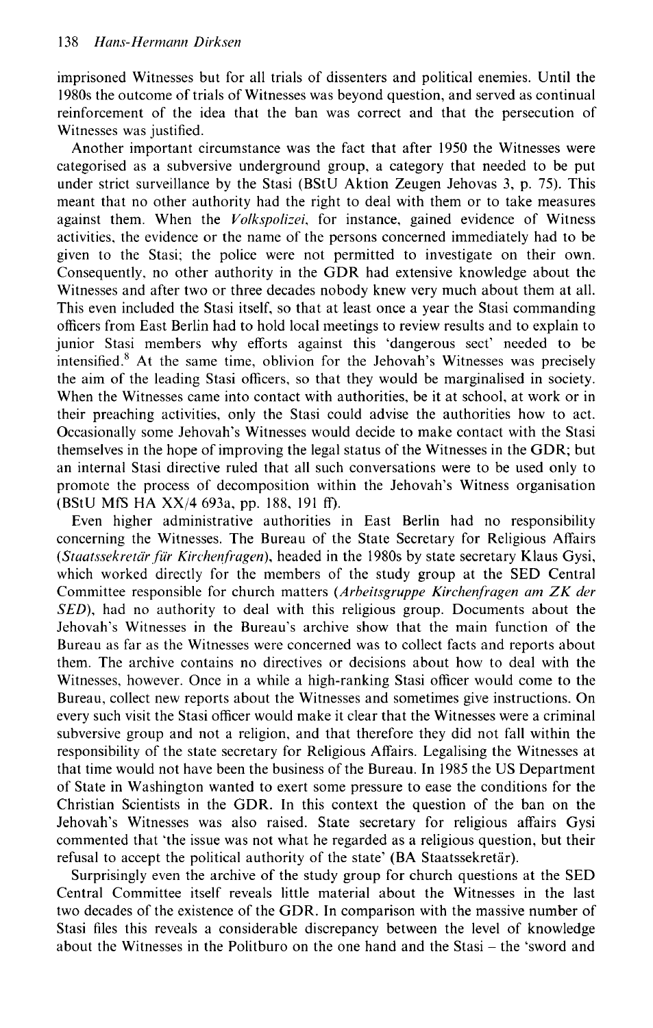imprisoned Witnesses but for all trials of dissenters and political enemies. Until the 1980s the outcome of trials of Witnesses was beyond question, and served as continual reinforcement of the idea that the ban was correct and that the persecution of Witnesses was justified.

Another important circumstance was the fact that after 1950 the Witnesses were categorised as a subversive underground group, a category that needed to be put under strict surveillance by the Stasi (BStU Aktion Zeugen Jehovas 3, p. 75). This meant that no other authority had the right to deal with them or to take measures against them. When the *Volkspolizei*, for instance, gained evidence of Witness activities, the evidence or the name of the persons concerned immediately had to be given to the Stasi; the police were not permitted to investigate on their own. Consequently, no other authority in the GDR had extensive knowledge about the Witnesses and after two or three decades nobody knew very much about them at all. This even included the Stasi itself, so that at least once a year the Stasi commanding officers from East Berlin had to hold local meetings to review results and to explain to junior Stasi members why efforts against this 'dangerous sect' needed to be intensified.[8] At the same time, oblivion for the Jehovah's Witnesses was precisely the aim of the leading Stasi officers, so that they would be marginalised in society. When the Witnesses came into contact with authorities, be it at school, at work or in their preaching activities, only the Stasi could advise the authorities how to act. Occasionally some Jehovah's Witnesses would decide to make contact with the Stasi themselves in the hope of improving the legal status of the Witnesses in the GDR; but an internal Stasi directive ruled that all such conversations were to be used only to promote the process of decomposition within the Jehovah's Witness organisation (BStU MfS HA XX/4 693a, pp. 188, 191 ff).

Even higher administrative authorities in East Berlin had no responsibility concerning the Witnesses. The Bureau of the State Secretary for Religious Affairs (*Staatssekretär für Kirchenfragen*), headed in the 1980s by state secretary Klaus Gysi, which worked directly for the members of the study group at the SED Central Committee responsible for church matters (*Arbeitsgruppe Kirchenfragen am ZK der SED*), had no authority to deal with this religious group. Documents about the Jehovah's Witnesses in the Bureau's archive show that the main function of the Bureau as far as the Witnesses were concerned was to collect facts and reports about them. The archive contains no directives or decisions about how to deal with the Witnesses, however. Once in a while a high-ranking Stasi officer would come to the Bureau, collect new reports about the Witnesses and sometimes give instructions. On every such visit the Stasi officer would make it clear that the Witnesses were a criminal subversive group and not a religion, and that therefore they did not fall within the responsibility of the state secretary for Religious Affairs. Legalising the Witnesses at that time would not have been the business of the Bureau. In 1985 the US Department of State in Washington wanted to exert some pressure to ease the conditions for the Christian Scientists in the GDR. In this context the question of the ban on the Jehovah's Witnesses was also raised. State secretary for religious affairs Gysi commented that 'the issue was not what he regarded as a religious question, but their refusal to accept the political authority of the state' (BA Staatssekretär).

Surprisingly even the archive of the study group for church questions at the SED Central Committee itself reveals little material about the Witnesses in the last two decades of the existence of the GDR. In comparison with the massive number of Stasi files this reveals a considerable discrepancy between the level of knowledge about the Witnesses in the Politburo on the one hand and the Stasi – the 'sword and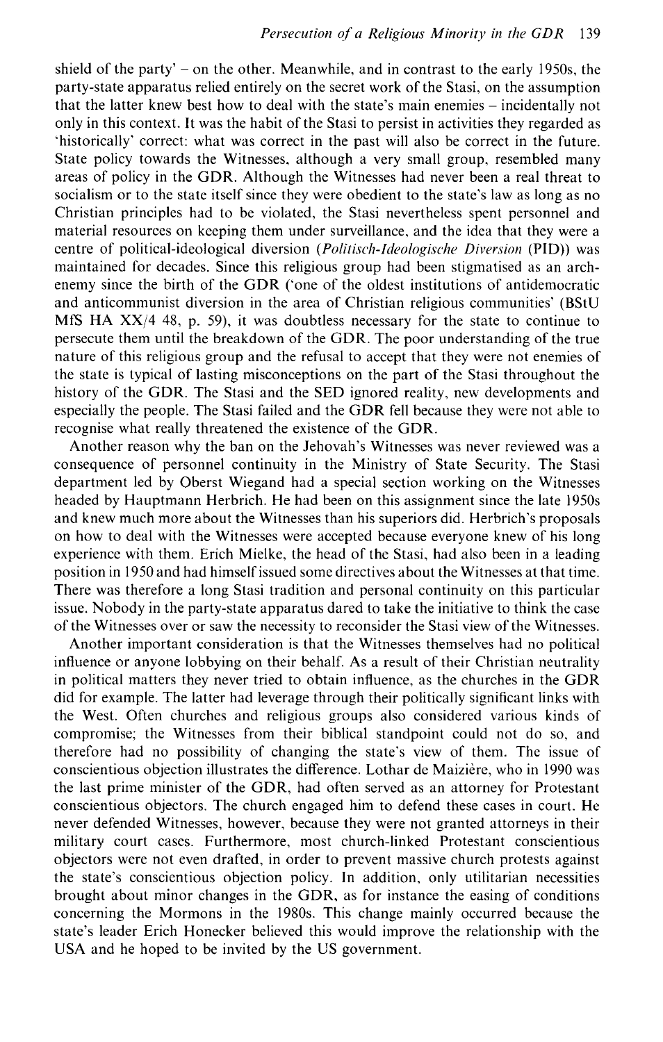shield of the party' – on the other. Meanwhile, and in contrast to the early 1950s, the party-state apparatus relied entirely on the secret work of the Stasi, on the assumption that the latter knew best how to deal with the state's main enemies – incidentally not only in this context. It was the habit of the Stasi to persist in activities they regarded as 'historically' correct: what was correct in the past will also be correct in the future. State policy towards the Witnesses, although a very small group, resembled many areas of policy in the GDR. Although the Witnesses had never been a real threat to socialism or to the state itself since they were obedient to the state's law as long as no Christian principles had to be violated, the Stasi nevertheless spent personnel and material resources on keeping them under surveillance, and the idea that they were a centre of political-ideological diversion (*Politisch-Ideologische Diversion* (PID)) was maintained for decades. Since this religious group had been stigmatised as an arch-enemy since the birth of the GDR ('one of the oldest institutions of antidemocratic and anticommunist diversion in the area of Christian religious communities' (BStU MfS HA XX/4 48, p. 59), it was doubtless necessary for the state to continue to persecute them until the breakdown of the GDR. The poor understanding of the true nature of this religious group and the refusal to accept that they were not enemies of the state is typical of lasting misconceptions on the part of the Stasi throughout the history of the GDR. The Stasi and the SED ignored reality, new developments and especially the people. The Stasi failed and the GDR fell because they were not able to recognise what really threatened the existence of the GDR.

Another reason why the ban on the Jehovah's Witnesses was never reviewed was a consequence of personnel continuity in the Ministry of State Security. The Stasi department led by Oberst Wiegand had a special section working on the Witnesses headed by Hauptmann Herbrich. He had been on this assignment since the late 1950s and knew much more about the Witnesses than his superiors did. Herbrich's proposals on how to deal with the Witnesses were accepted because everyone knew of his long experience with them. Erich Mielke, the head of the Stasi, had also been in a leading position in 1950 and had himself issued some directives about the Witnesses at that time. There was therefore a long Stasi tradition and personal continuity on this particular issue. Nobody in the party-state apparatus dared to take the initiative to think the case of the Witnesses over or saw the necessity to reconsider the Stasi view of the Witnesses.

Another important consideration is that the Witnesses themselves had no political influence or anyone lobbying on their behalf. As a result of their Christian neutrality in political matters they never tried to obtain influence, as the churches in the GDR did for example. The latter had leverage through their politically significant links with the West. Often churches and religious groups also considered various kinds of compromise; the Witnesses from their biblical standpoint could not do so, and therefore had no possibility of changing the state's view of them. The issue of conscientious objection illustrates the difference. Lothar de Maizière, who in 1990 was the last prime minister of the GDR, had often served as an attorney for Protestant conscientious objectors. The church engaged him to defend these cases in court. He never defended Witnesses, however, because they were not granted attorneys in their military court cases. Furthermore, most church-linked Protestant conscientious objectors were not even drafted, in order to prevent massive church protests against the state's conscientious objection policy. In addition, only utilitarian necessities brought about minor changes in the GDR, as for instance the easing of conditions concerning the Mormons in the 1980s. This change mainly occurred because the state's leader Erich Honecker believed this would improve the relationship with the USA and he hoped to be invited by the US government.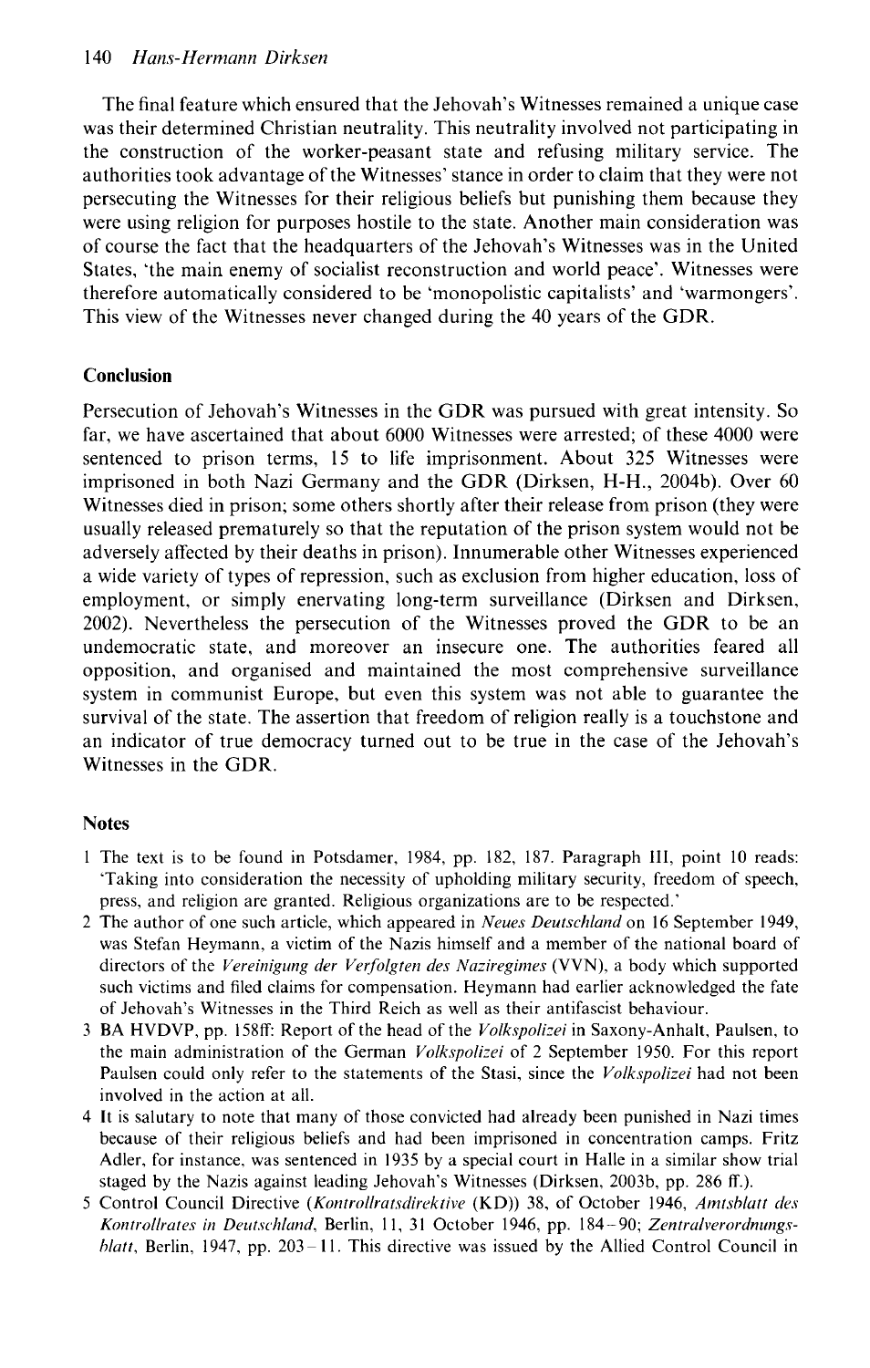The final feature which ensured that the Jehovah's Witnesses remained a unique case was their determined Christian neutrality. This neutrality involved not participating in the construction of the worker-peasant state and refusing military service. The authorities took advantage of the Witnesses' stance in order to claim that they were not persecuting the Witnesses for their religious beliefs but punishing them because they were using religion for purposes hostile to the state. Another main consideration was of course the fact that the headquarters of the Jehovah's Witnesses was in the United States, 'the main enemy of socialist reconstruction and world peace'. Witnesses were therefore automatically considered to be 'monopolistic capitalists' and 'warmongers'. This view of the Witnesses never changed during the 40 years of the GDR.

## Conclusion

Persecution of Jehovah's Witnesses in the GDR was pursued with great intensity. So far, we have ascertained that about 6000 Witnesses were arrested; of these 4000 were sentenced to prison terms, 15 to life imprisonment. About 325 Witnesses were imprisoned in both Nazi Germany and the GDR (Dirksen, H-H., 2004b). Over 60 Witnesses died in prison; some others shortly after their release from prison (they were usually released prematurely so that the reputation of the prison system would not be adversely affected by their deaths in prison). Innumerable other Witnesses experienced a wide variety of types of repression, such as exclusion from higher education, loss of employment, or simply enervating long-term surveillance (Dirksen and Dirksen, 2002). Nevertheless the persecution of the Witnesses proved the GDR to be an undemocratic state, and moreover an insecure one. The authorities feared all opposition, and organised and maintained the most comprehensive surveillance system in communist Europe, but even this system was not able to guarantee the survival of the state. The assertion that freedom of religion really is a touchstone and an indicator of true democracy turned out to be true in the case of the Jehovah's Witnesses in the GDR.

## Notes

1 The text is to be found in Potsdamer, 1984, pp. 182, 187. Paragraph III, point 10 reads: 'Taking into consideration the necessity of upholding military security, freedom of speech, press, and religion are granted. Religious organizations are to be respected.'

2 The author of one such article, which appeared in *Neues Deutschland* on 16 September 1949, was Stefan Heymann, a victim of the Nazis himself and a member of the national board of directors of the *Vereinigung der Verfolgten des Naziregimes* (VVN), a body which supported such victims and filed claims for compensation. Heymann had earlier acknowledged the fate of Jehovah's Witnesses in the Third Reich as well as their antifascist behaviour.

3 BA HVDVP, pp. 158ff: Report of the head of the *Volkspolizei* in Saxony-Anhalt, Paulsen, to the main administration of the German *Volkspolizei* of 2 September 1950. For this report Paulsen could only refer to the statements of the Stasi, since the *Volkspolizei* had not been involved in the action at all.

4 It is salutary to note that many of those convicted had already been punished in Nazi times because of their religious beliefs and had been imprisoned in concentration camps. Fritz Adler, for instance, was sentenced in 1935 by a special court in Halle in a similar show trial staged by the Nazis against leading Jehovah's Witnesses (Dirksen, 2003b, pp. 286 ff.).

5 Control Council Directive (*Kontrollratsdirektive* (KD)) 38, of October 1946, *Amtsblatt des Kontrollrates in Deutschland*, Berlin, 11, 31 October 1946, pp. 184–90; *Zentralverordnungsblatt*, Berlin, 1947, pp. 203–11. This directive was issued by the Allied Control Council in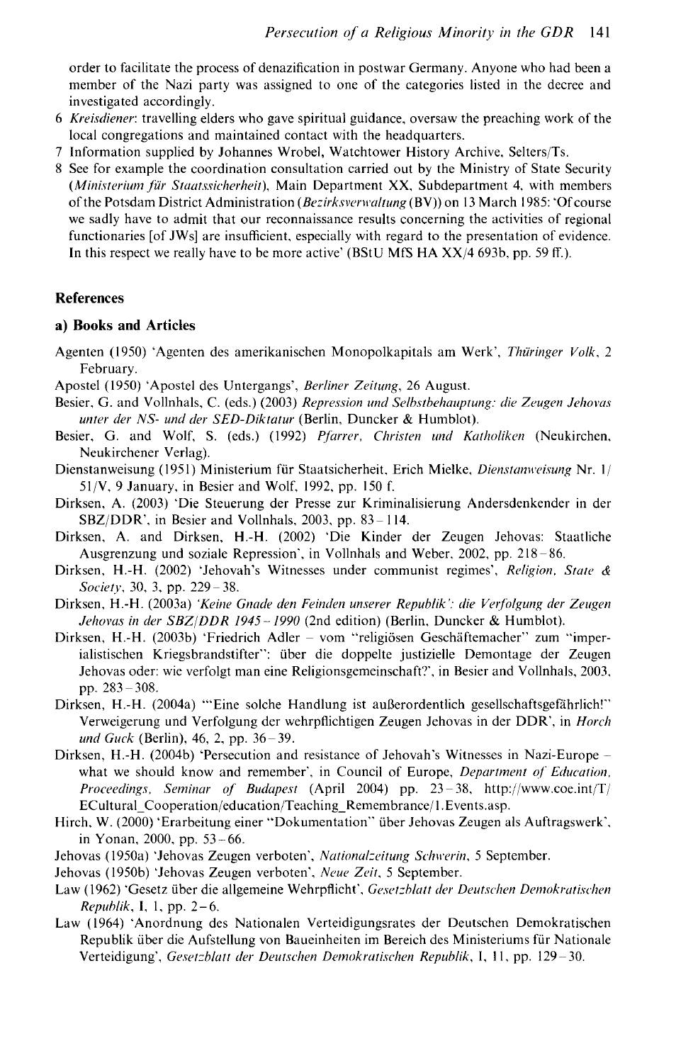order to facilitate the process of denazification in postwar Germany. Anyone who had been a member of the Nazi party was assigned to one of the categories listed in the decree and investigated accordingly.

6 *Kreisdiener*: travelling elders who gave spiritual guidance, oversaw the preaching work of the local congregations and maintained contact with the headquarters.

7 Information supplied by Johannes Wrobel, Watchtower History Archive, Selters/Ts.

8 See for example the coordination consultation carried out by the Ministry of State Security (*Ministerium für Staatssicherheit*), Main Department XX, Subdepartment 4, with members of the Potsdam District Administration (*Bezirksverwaltung* (BV)) on 13 March 1985: 'Of course we sadly have to admit that our reconnaissance results concerning the activities of regional functionaries [of JWs] are insufficient, especially with regard to the presentation of evidence. In this respect we really have to be more active' (BStU MfS HA XX/4 693b, pp. 59 ff.).

## References

### a) Books and Articles

Agenten (1950) 'Agenten des amerikanischen Monopolkapitals am Werk', *Thüringer Volk*, 2 February.

Apostel (1950) 'Apostel des Untergangs', *Berliner Zeitung*, 26 August.

Besier, G. and Vollnhals, C. (eds.) (2003) *Repression und Selbstbehauptung: die Zeugen Jehovas unter der NS- und der SED-Diktatur* (Berlin, Duncker & Humblot).

Besier, G. and Wolf, S. (eds.) (1992) *Pfarrer, Christen und Katholiken* (Neukirchen, Neukirchener Verlag).

Dienstanweisung (1951) Ministerium für Staatsicherheit, Erich Mielke, *Dienstanweisung* Nr. 1/51/V, 9 January, in Besier and Wolf, 1992, pp. 150 f.

Dirksen, A. (2003) 'Die Steuerung der Presse zur Kriminalisierung Andersdenkender in der SBZ/DDR', in Besier and Vollnhals, 2003, pp. 83–114.

Dirksen, A. and Dirksen, H.-H. (2002) 'Die Kinder der Zeugen Jehovas: Staatliche Ausgrenzung und soziale Repression', in Vollnhals and Weber, 2002, pp. 218–86.

Dirksen, H.-H. (2002) 'Jehovah's Witnesses under communist regimes', *Religion, State & Society*, 30, 3, pp. 229–38.

Dirksen, H.-H. (2003a) *'Keine Gnade den Feinden unserer Republik': die Verfolgung der Zeugen Jehovas in der SBZ/DDR 1945–1990* (2nd edition) (Berlin, Duncker & Humblot).

Dirksen, H.-H. (2003b) 'Friedrich Adler – vom "religiösen Geschäftemacher" zum "imperialistischen Kriegsbrandstifter": über die doppelte justizielle Demontage der Zeugen Jehovas oder: wie verfolgt man eine Religionsgemeinschaft?', in Besier and Vollnhals, 2003, pp. 283–308.

Dirksen, H.-H. (2004a) '"Eine solche Handlung ist außerordentlich gesellschaftsgefährlich!" Verweigerung und Verfolgung der wehrpflichtigen Zeugen Jehovas in der DDR', in *Horch und Guck* (Berlin), 46, 2, pp. 36–39.

Dirksen, H.-H. (2004b) 'Persecution and resistance of Jehovah's Witnesses in Nazi-Europe – what we should know and remember', in Council of Europe, *Department of Education, Proceedings, Seminar of Budapest* (April 2004) pp. 23–38, http://www.coe.int/T/ECultural_Cooperation/education/Teaching_Remembrance/1.Events.asp.

Hirch, W. (2000) 'Erarbeitung einer "Dokumentation" über Jehovas Zeugen als Auftragswerk', in Yonan, 2000, pp. 53–66.

Jehovas (1950a) 'Jehovas Zeugen verboten', *Nationalzeitung Schwerin*, 5 September.

Jehovas (1950b) 'Jehovas Zeugen verboten', *Neue Zeit*, 5 September.

Law (1962) 'Gesetz über die allgemeine Wehrpflicht', *Gesetzblatt der Deutschen Demokratischen Republik*, I, 1, pp. 2–6.

Law (1964) 'Anordnung des Nationalen Verteidigungsrates der Deutschen Demokratischen Republik über die Aufstellung von Baueinheiten im Bereich des Ministeriums für Nationale Verteidigung', *Gesetzblatt der Deutschen Demokratischen Republik*, I, 11, pp. 129–30.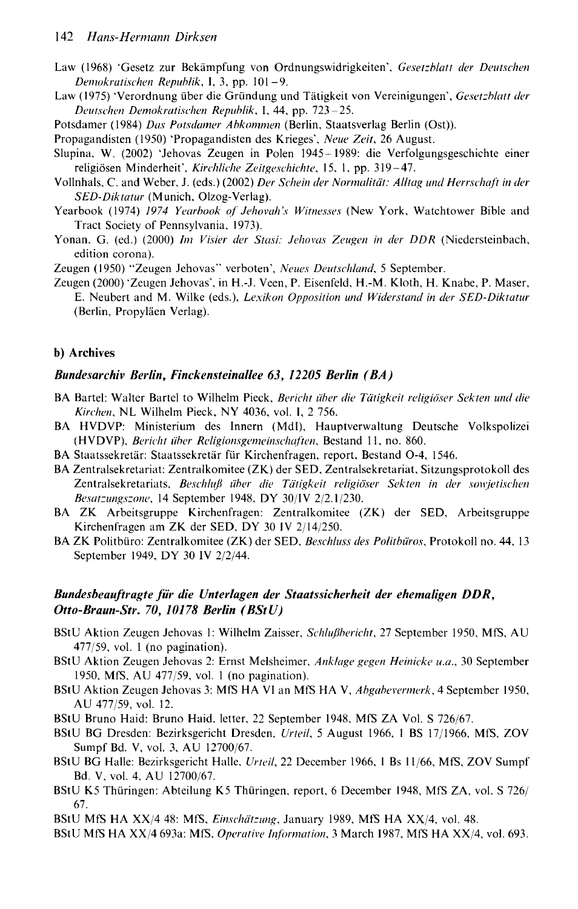Law (1968) 'Gesetz zur Bekämpfung von Ordnungswidrigkeiten', *Gesetzblatt der Deutschen Demokratischen Republik*, I, 3, pp. 101–9.

Law (1975) 'Verordnung über die Gründung und Tätigkeit von Vereinigungen', *Gesetzblatt der Deutschen Demokratischen Republik*, I, 44, pp. 723–25.

Potsdamer (1984) *Das Potsdamer Abkommen* (Berlin, Staatsverlag Berlin (Ost)).

Propagandisten (1950) 'Propagandisten des Krieges', *Neue Zeit*, 26 August.

Slupina, W. (2002) 'Jehovas Zeugen in Polen 1945–1989: die Verfolgungsgeschichte einer religiösen Minderheit', *Kirchliche Zeitgeschichte*, 15, 1, pp. 319–47.

Vollnhals, C. and Weber, J. (eds.) (2002) *Der Schein der Normalität: Alltag und Herrschaft in der SED-Diktatur* (Munich, Olzog-Verlag).

Yearbook (1974) *1974 Yearbook of Jehovah's Witnesses* (New York, Watchtower Bible and Tract Society of Pennsylvania, 1973).

Yonan, G. (ed.) (2000) *Im Visier der Stasi: Jehovas Zeugen in der DDR* (Niedersteinbach, edition corona).

Zeugen (1950) '"Zeugen Jehovas" verboten', *Neues Deutschland*, 5 September.

Zeugen (2000) 'Zeugen Jehovas', in H.-J. Veen, P. Eisenfeld, H.-M. Kloth, H. Knabe, P. Maser, E. Neubert and M. Wilke (eds.), *Lexikon Opposition und Widerstand in der SED-Diktatur* (Berlin, Propyläen Verlag).

#### b) Archives

##### *Bundesarchiv Berlin, Finckensteinallee 63, 12205 Berlin (BA)*

BA Bartel: Walter Bartel to Wilhelm Pieck, *Bericht über die Tätigkeit religiöser Sekten und die Kirchen*, NL Wilhelm Pieck, NY 4036, vol. I, 2 756.

BA HVDVP: Ministerium des Innern (MdI), Hauptverwaltung Deutsche Volkspolizei (HVDVP), *Bericht über Religionsgemeinschaften*, Bestand 11, no. 860.

BA Staatssekretär: Staatssekretär für Kirchenfragen, report, Bestand O-4, 1546.

BA Zentralsekretariat: Zentralkomitee (ZK) der SED, Zentralsekretariat, Sitzungsprotokoll des Zentralsekretariats, *Beschluß über die Tätigkeit religiöser Sekten in der sowjetischen Besatzungszone*, 14 September 1948, DY 30/IV 2/2.1/230.

BA ZK Arbeitsgruppe Kirchenfragen: Zentralkomitee (ZK) der SED, Arbeitsgruppe Kirchenfragen am ZK der SED, DY 30 IV 2/14/250.

BA ZK Politbüro: Zentralkomitee (ZK) der SED, *Beschluss des Politbüros*, Protokoll no. 44, 13 September 1949, DY 30 IV 2/2/44.

##### *Bundesbeauftragte für die Unterlagen der Staatssicherheit der ehemaligen DDR, Otto-Braun-Str. 70, 10178 Berlin (BStU)*

BStU Aktion Zeugen Jehovas 1: Wilhelm Zaisser, *Schlußbericht*, 27 September 1950, MfS, AU 477/59, vol. 1 (no pagination).

BStU Aktion Zeugen Jehovas 2: Ernst Melsheimer, *Anklage gegen Heinicke u.a.*, 30 September 1950, MfS, AU 477/59, vol. 1 (no pagination).

BStU Aktion Zeugen Jehovas 3: MfS HA VI an MfS HA V, *Abgabevermerk*, 4 September 1950, AU 477/59, vol. 12.

BStU Bruno Haid: Bruno Haid, letter, 22 September 1948, MfS ZA Vol. S 726/67.

BStU BG Dresden: Bezirksgericht Dresden, *Urteil*, 5 August 1966, I BS 17/1966, MfS, ZOV Sumpf Bd. V, vol. 3, AU 12700/67.

BStU BG Halle: Bezirksgericht Halle, *Urteil*, 22 December 1966, I Bs 11/66, MfS, ZOV Sumpf Bd. V, vol. 4, AU 12700/67.

BStU K5 Thüringen: Abteilung K5 Thüringen, report, 6 December 1948, MfS ZA, vol. S 726/67.

BStU MfS HA XX/4 48: MfS, *Einschätzung*, January 1989, MfS HA XX/4, vol. 48.

BStU MfS HA XX/4 693a: MfS, *Operative Information*, 3 March 1987, MfS HA XX/4, vol. 693.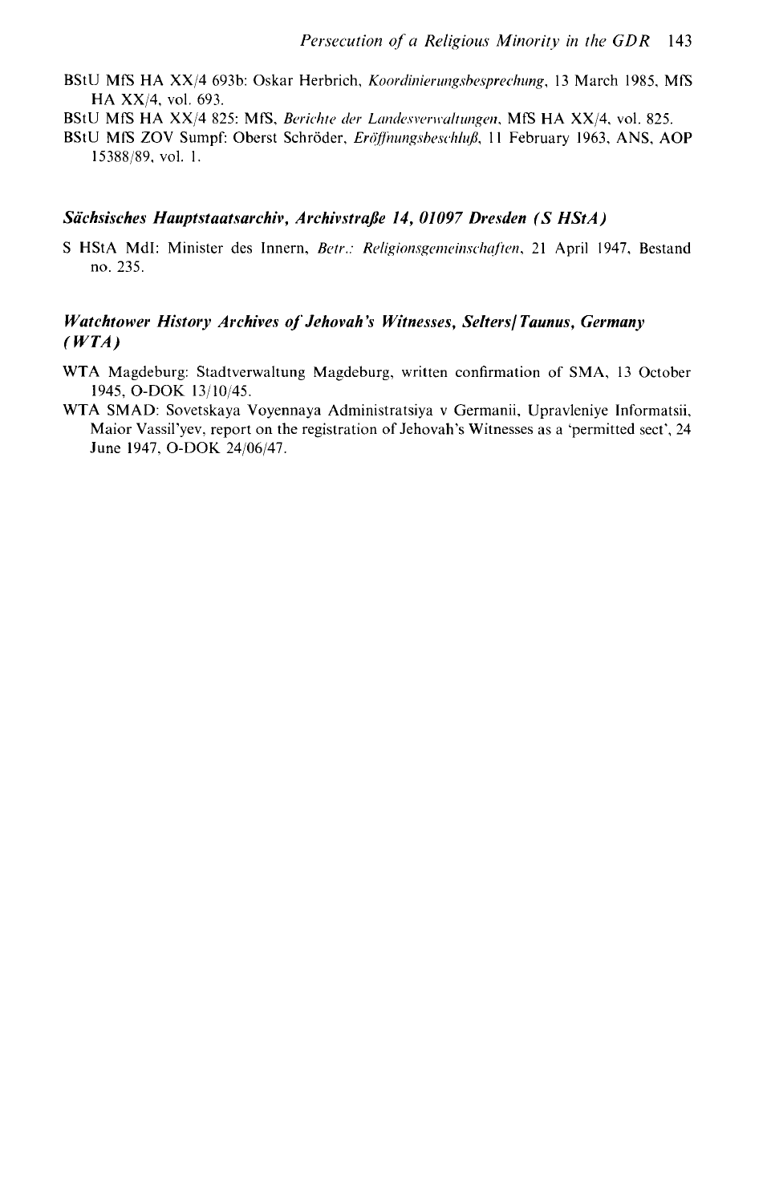BStU MfS HA XX/4 693b: Oskar Herbrich, *Koordinierungsbesprechung*, 13 March 1985, MfS HA XX/4, vol. 693.

BStU MfS HA XX/4 825: MfS, *Berichte der Landesverwaltungen*, MfS HA XX/4, vol. 825.

BStU MfS ZOV Sumpf: Oberst Schröder, *Eröffnungsbeschluß*, 11 February 1963, ANS, AOP 15388/89, vol. 1.

### *Sächsisches Hauptstaatsarchiv, Archivstraße 14, 01097 Dresden (S HStA)*

S HStA MdI: Minister des Innern, *Betr.: Religionsgemeinschaften*, 21 April 1947, Bestand no. 235.

### *Watchtower History Archives of Jehovah's Witnesses, Selters/Taunus, Germany (WTA)*

WTA Magdeburg: Stadtverwaltung Magdeburg, written confirmation of SMA, 13 October 1945, O-DOK 13/10/45.

WTA SMAD: Sovetskaya Voyennaya Administratsiya v Germanii, Upravleniye Informatsii, Maior Vassil'yev, report on the registration of Jehovah's Witnesses as a 'permitted sect', 24 June 1947, O-DOK 24/06/47.